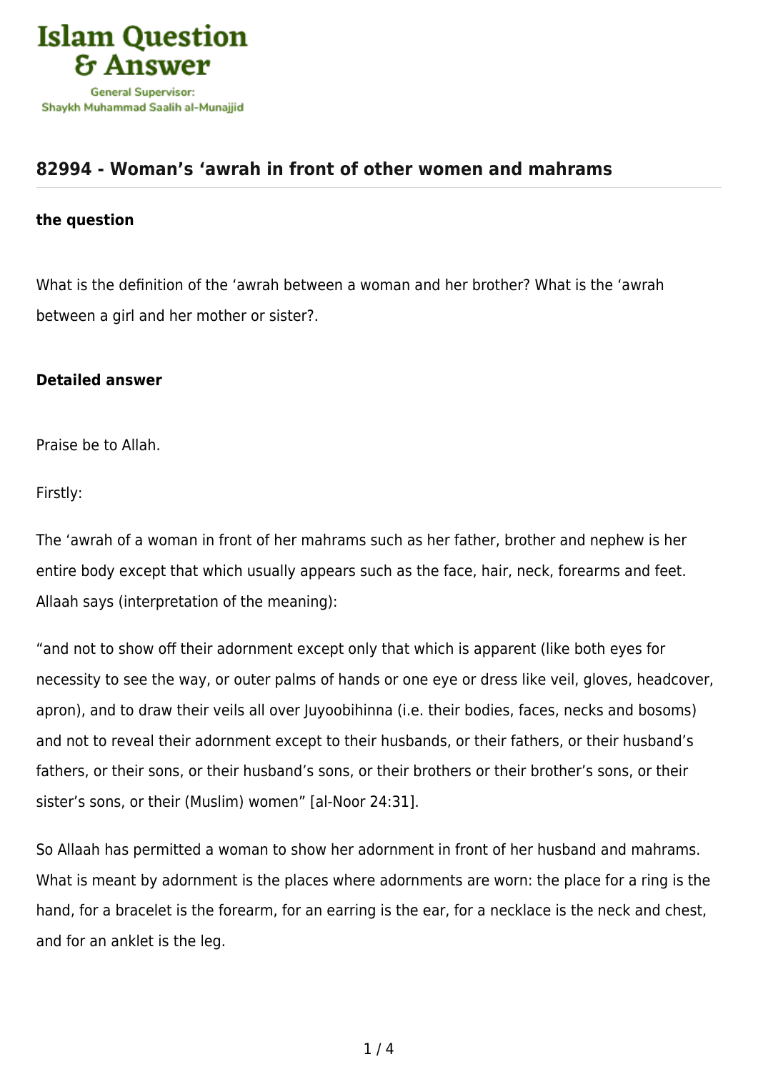## 82994 - Woman's 'awrah in front of other women and mahrams

**the question**

What is the definition of the 'awrah between a woman and her brother? What is the 'awrah between a girl and her mother or sister?.

**Detailed answer**

Praise be to Allah.

Firstly:

The 'awrah of a woman in front of her mahrams such as her father, brother and nephew is her entire body except that which usually appears such as the face, hair, neck, forearms and feet. Allaah says (interpretation of the meaning):

"and not to show off their adornment except only that which is apparent (like both eyes for necessity to see the way, or outer palms of hands or one eye or dress like veil, gloves, headcover, apron), and to draw their veils all over Juyoobihinna (i.e. their bodies, faces, necks and bosoms) and not to reveal their adornment except to their husbands, or their fathers, or their husband's fathers, or their sons, or their husband's sons, or their brothers or their brother's sons, or their sister's sons, or their (Muslim) women" [al-Noor 24:31].

So Allaah has permitted a woman to show her adornment in front of her husband and mahrams. What is meant by adornment is the places where adornments are worn: the place for a ring is the hand, for a bracelet is the forearm, for an earring is the ear, for a necklace is the neck and chest, and for an anklet is the leg.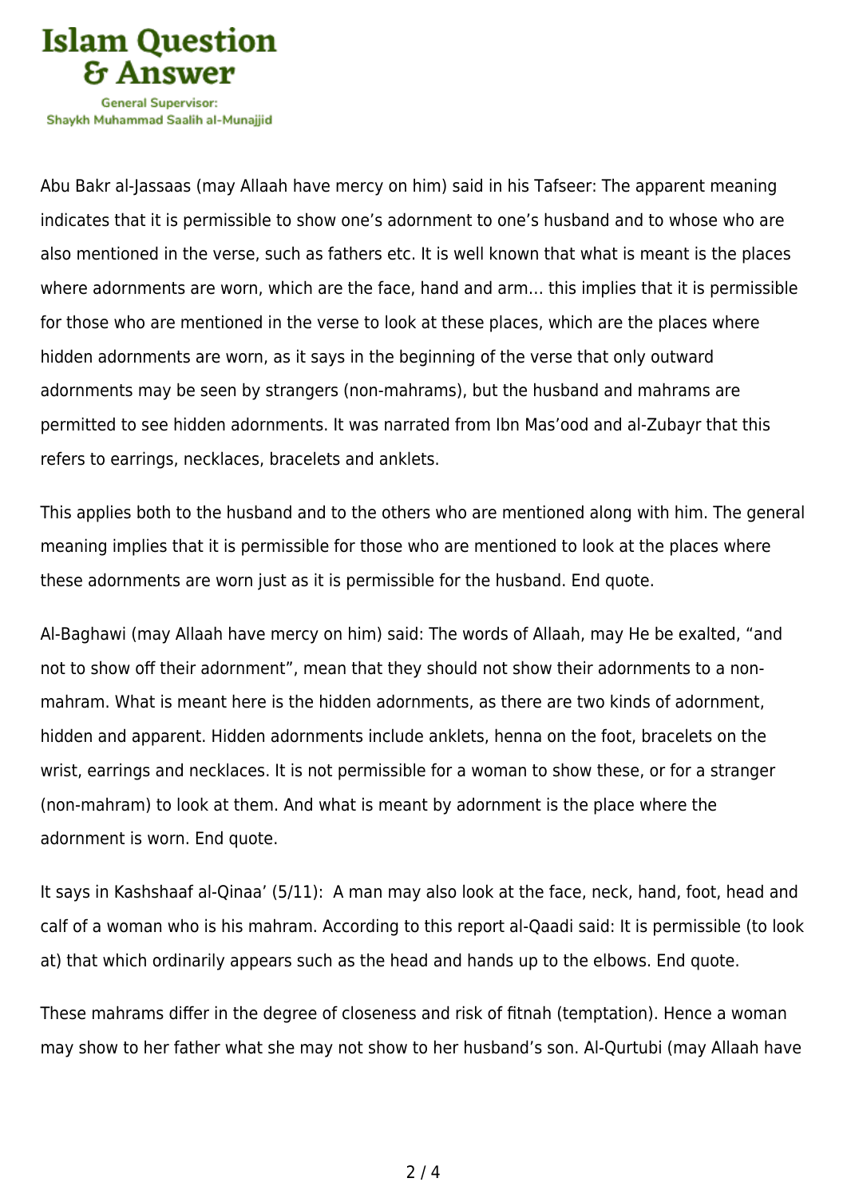Abu Bakr al-Jassaas (may Allaah have mercy on him) said in his Tafseer: The apparent meaning indicates that it is permissible to show one's adornment to one's husband and to whose who are also mentioned in the verse, such as fathers etc. It is well known that what is meant is the places where adornments are worn, which are the face, hand and arm… this implies that it is permissible for those who are mentioned in the verse to look at these places, which are the places where hidden adornments are worn, as it says in the beginning of the verse that only outward adornments may be seen by strangers (non-mahrams), but the husband and mahrams are permitted to see hidden adornments. It was narrated from Ibn Mas'ood and al-Zubayr that this refers to earrings, necklaces, bracelets and anklets.

This applies both to the husband and to the others who are mentioned along with him. The general meaning implies that it is permissible for those who are mentioned to look at the places where these adornments are worn just as it is permissible for the husband. End quote.

Al-Baghawi (may Allaah have mercy on him) said: The words of Allaah, may He be exalted, "and not to show off their adornment", mean that they should not show their adornments to a non-mahram. What is meant here is the hidden adornments, as there are two kinds of adornment, hidden and apparent. Hidden adornments include anklets, henna on the foot, bracelets on the wrist, earrings and necklaces. It is not permissible for a woman to show these, or for a stranger (non-mahram) to look at them. And what is meant by adornment is the place where the adornment is worn. End quote.

It says in Kashshaaf al-Qinaa' (5/11): A man may also look at the face, neck, hand, foot, head and calf of a woman who is his mahram. According to this report al-Qaadi said: It is permissible (to look at) that which ordinarily appears such as the head and hands up to the elbows. End quote.

These mahrams differ in the degree of closeness and risk of fitnah (temptation). Hence a woman may show to her father what she may not show to her husband's son. Al-Qurtubi (may Allaah have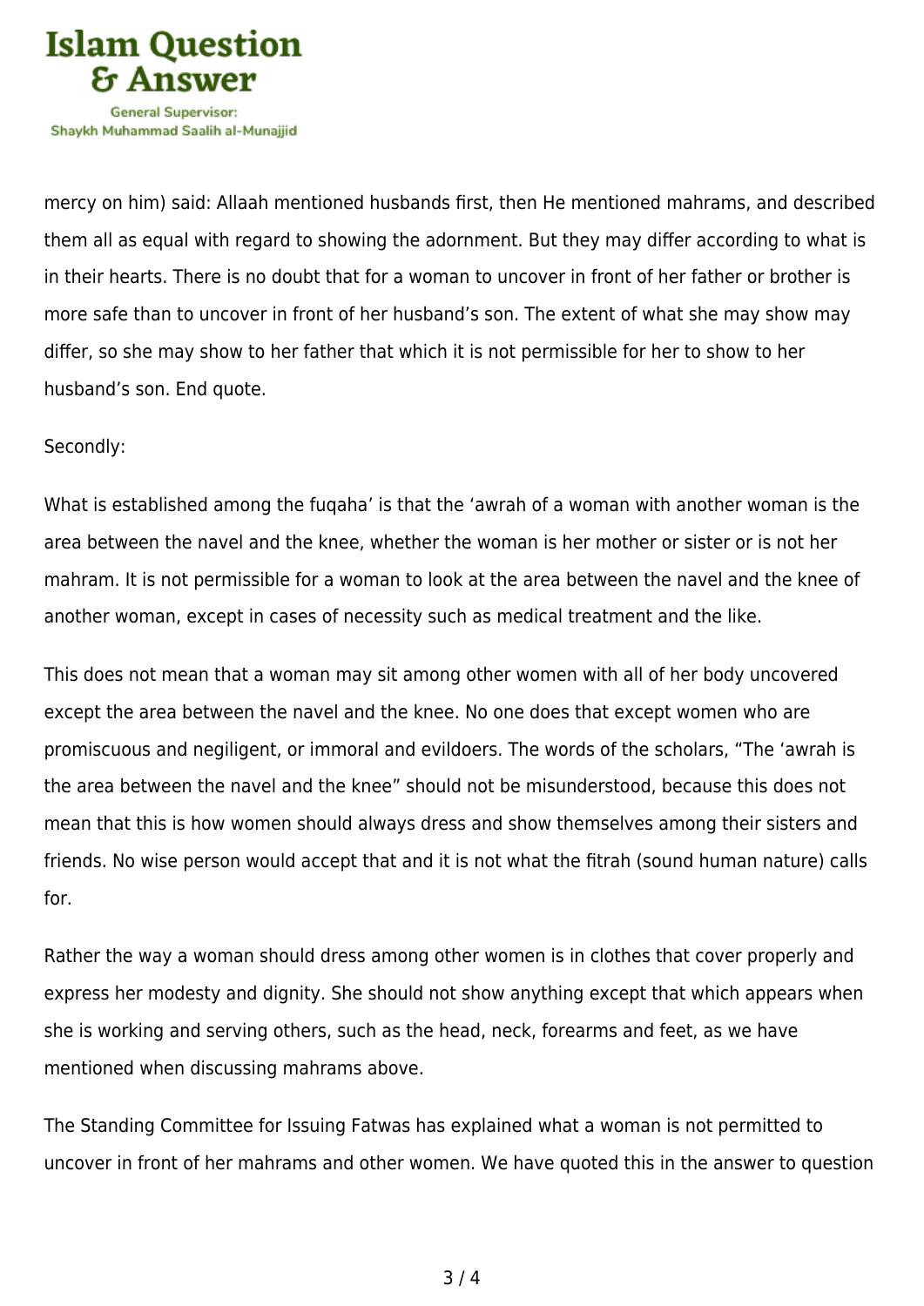mercy on him) said: Allaah mentioned husbands first, then He mentioned mahrams, and described them all as equal with regard to showing the adornment. But they may differ according to what is in their hearts. There is no doubt that for a woman to uncover in front of her father or brother is more safe than to uncover in front of her husband's son. The extent of what she may show may differ, so she may show to her father that which it is not permissible for her to show to her husband's son. End quote.

Secondly:

What is established among the fuqaha' is that the 'awrah of a woman with another woman is the area between the navel and the knee, whether the woman is her mother or sister or is not her mahram. It is not permissible for a woman to look at the area between the navel and the knee of another woman, except in cases of necessity such as medical treatment and the like.

This does not mean that a woman may sit among other women with all of her body uncovered except the area between the navel and the knee. No one does that except women who are promiscuous and negiligent, or immoral and evildoers. The words of the scholars, "The 'awrah is the area between the navel and the knee" should not be misunderstood, because this does not mean that this is how women should always dress and show themselves among their sisters and friends. No wise person would accept that and it is not what the fitrah (sound human nature) calls for.

Rather the way a woman should dress among other women is in clothes that cover properly and express her modesty and dignity. She should not show anything except that which appears when she is working and serving others, such as the head, neck, forearms and feet, as we have mentioned when discussing mahrams above.

The Standing Committee for Issuing Fatwas has explained what a woman is not permitted to uncover in front of her mahrams and other women. We have quoted this in the answer to question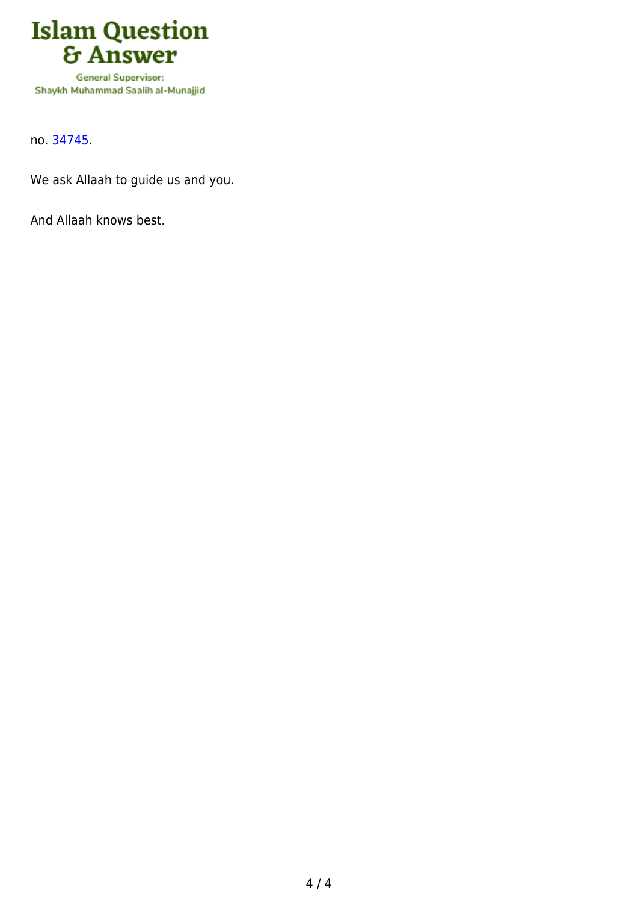no. 34745.

We ask Allaah to guide us and you.

And Allaah knows best.